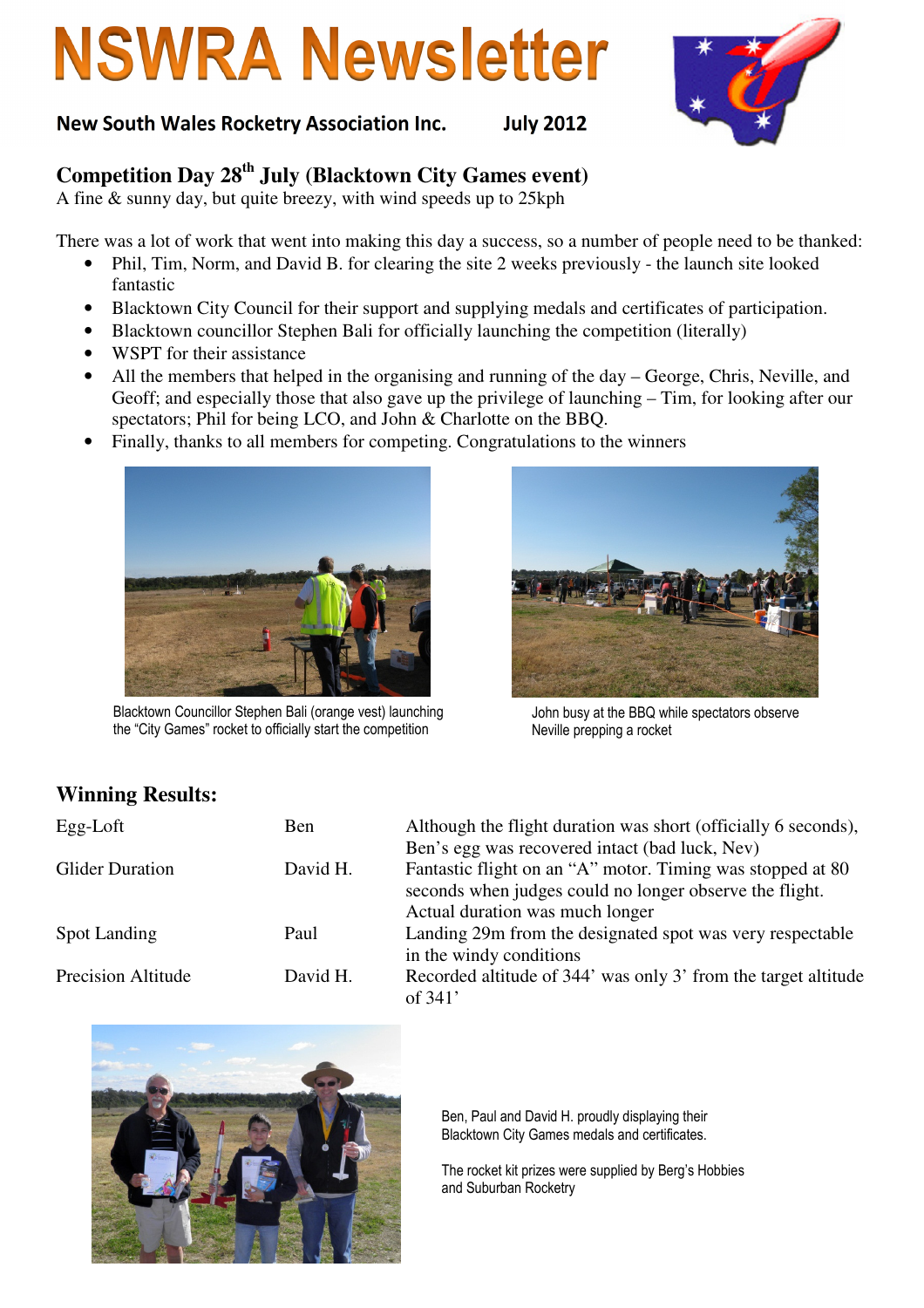# NSWRA Newsletter

**New South Wales Rocketry Association Inc. July 2012**

## Competition Day 28th July (Blacktown City Games event)

A fine & sunny day, but quite breezy, with wind speeds up to 25kph

There was a lot of work that went into making this day a success, so a number of people need to be thanked:

- Phil, Tim, Norm, and David B. for clearing the site 2 weeks previously - the launch site looked fantastic
- Blacktown City Council for their support and supplying medals and certificates of participation.
- Blacktown councillor Stephen Bali for officially launching the competition (literally)
- WSPT for their assistance
- All the members that helped in the organising and running of the day – George, Chris, Neville, and Geoff; and especially those that also gave up the privilege of launching – Tim, for looking after our spectators; Phil for being LCO, and John & Charlotte on the BBQ.
- Finally, thanks to all members for competing. Congratulations to the winners

Blacktown Councillor Stephen Bali (orange vest) launching the "City Games" rocket to officially start the competition

John busy at the BBQ while spectators observe Neville prepping a rocket

## Winning Results:

| | | |
|---|---|---|
| Egg-Loft | Ben | Although the flight duration was short (officially 6 seconds), Ben's egg was recovered intact (bad luck, Nev) |
| Glider Duration | David H. | Fantastic flight on an "A" motor. Timing was stopped at 80 seconds when judges could no longer observe the flight. Actual duration was much longer |
| Spot Landing | Paul | Landing 29m from the designated spot was very respectable in the windy conditions |
| Precision Altitude | David H. | Recorded altitude of 344' was only 3' from the target altitude of 341' |

Ben, Paul and David H. proudly displaying their Blacktown City Games medals and certificates.

The rocket kit prizes were supplied by Berg's Hobbies and Suburban Rocketry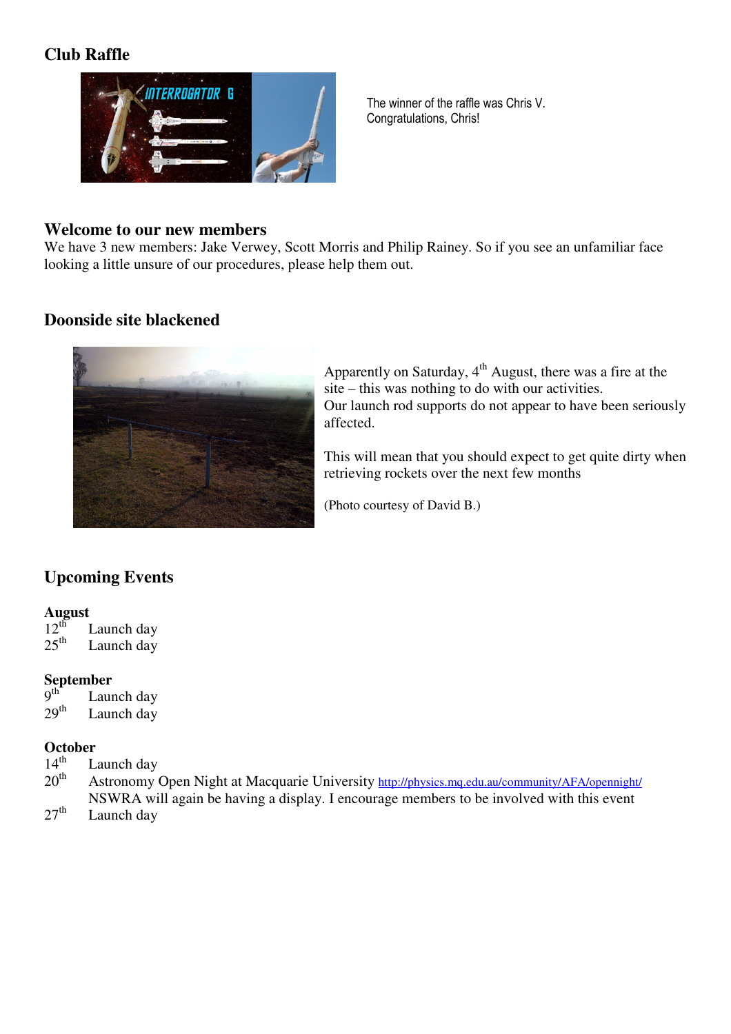## Club Raffle

The winner of the raffle was Chris V.
Congratulations, Chris!

## Welcome to our new members

We have 3 new members: Jake Verwey, Scott Morris and Philip Rainey. So if you see an unfamiliar face looking a little unsure of our procedures, please help them out.

## Doonside site blackened

Apparently on Saturday, 4th August, there was a fire at the site – this was nothing to do with our activities.
Our launch rod supports do not appear to have been seriously affected.

This will mean that you should expect to get quite dirty when retrieving rockets over the next few months

(Photo courtesy of David B.)

## Upcoming Events

**August**
12th Launch day
25th Launch day

**September**
9th Launch day
29th Launch day

**October**
14th Launch day
20th Astronomy Open Night at Macquarie University http://physics.mq.edu.au/community/AFA/opennight/
NSWRA will again be having a display. I encourage members to be involved with this event
27th Launch day